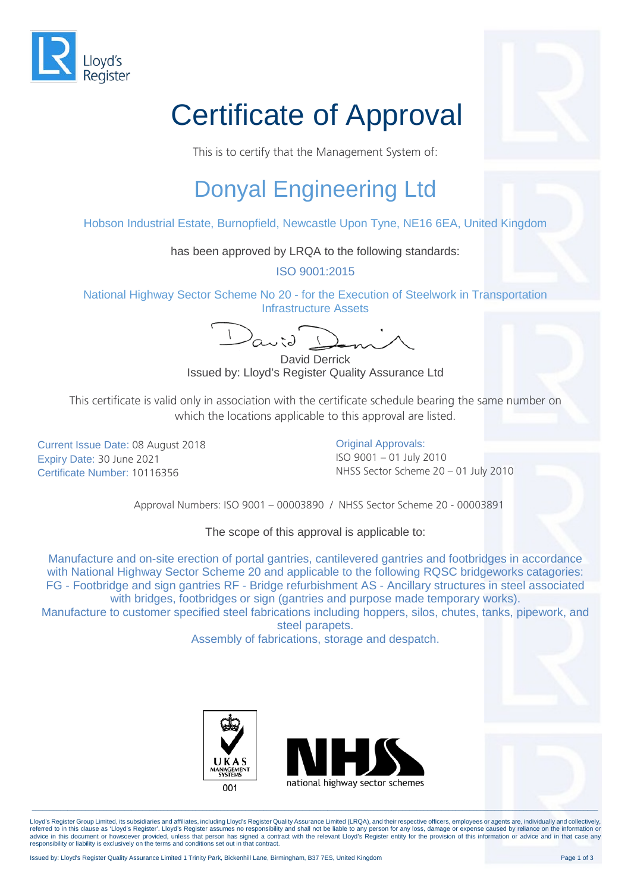Lloyd's Register

# Certificate of Approval

This is to certify that the Management System of:

## Donyal Engineering Ltd

Hobson Industrial Estate, Burnopfield, Newcastle Upon Tyne, NE16 6EA, United Kingdom

has been approved by LRQA to the following standards:

ISO 9001:2015

National Highway Sector Scheme No 20 - for the Execution of Steelwork in Transportation Infrastructure Assets

David Derrick
Issued by: Lloyd's Register Quality Assurance Ltd

This certificate is valid only in association with the certificate schedule bearing the same number on which the locations applicable to this approval are listed.

Current Issue Date: 08 August 2018
Expiry Date: 30 June 2021
Certificate Number: 10116356

Original Approvals:
ISO 9001 – 01 July 2010
NHSS Sector Scheme 20 – 01 July 2010

Approval Numbers: ISO 9001 – 00003890 / NHSS Sector Scheme 20 - 00003891

The scope of this approval is applicable to:

Manufacture and on-site erection of portal gantries, cantilevered gantries and footbridges in accordance with National Highway Sector Scheme 20 and applicable to the following RQSC bridgeworks catagories: FG - Footbridge and sign gantries RF - Bridge refurbishment AS - Ancillary structures in steel associated with bridges, footbridges or sign (gantries and purpose made temporary works).
Manufacture to customer specified steel fabrications including hoppers, silos, chutes, tanks, pipework, and steel parapets.
Assembly of fabrications, storage and despatch.

UKAS MANAGEMENT SYSTEMS 001

NHSS national highway sector schemes

Lloyd's Register Group Limited, its subsidiaries and affiliates, including Lloyd's Register Quality Assurance Limited (LRQA), and their respective officers, employees or agents are, individually and collectively, referred to in this clause as 'Lloyd's Register'. Lloyd's Register assumes no responsibility and shall not be liable to any person for any loss, damage or expense caused by reliance on the information or advice in this document or howsoever provided, unless that person has signed a contract with the relevant Lloyd's Register entity for the provision of this information or advice and in that case any responsibility or liability is exclusively on the terms and conditions set out in that contract.

Issued by: Lloyd's Register Quality Assurance Limited 1 Trinity Park, Bickenhill Lane, Birmingham, B37 7ES, United Kingdom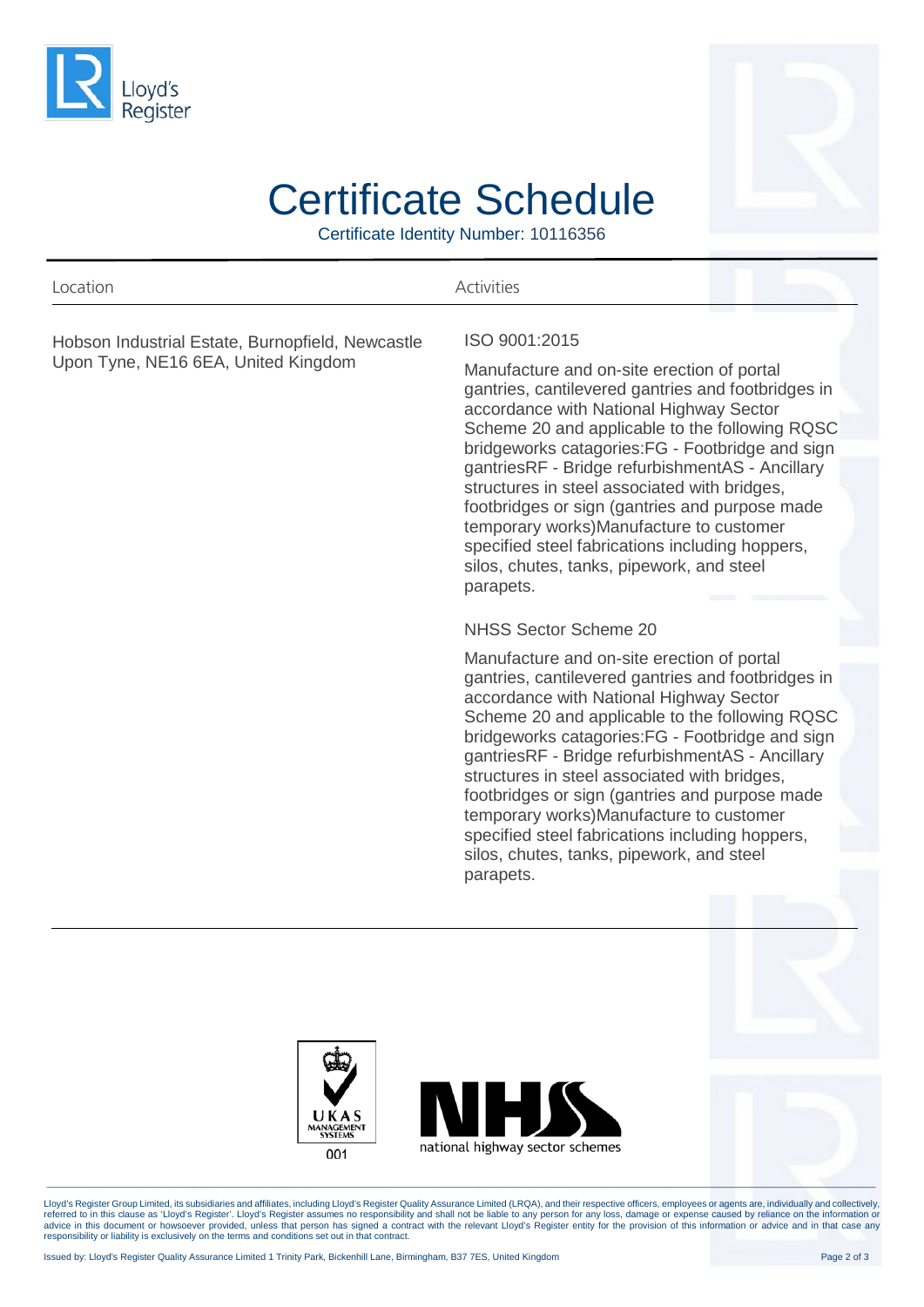# Certificate Schedule

Certificate Identity Number: 10116356

| Location | Activities |
| --- | --- |
| Hobson Industrial Estate, Burnopfield, Newcastle Upon Tyne, NE16 6EA, United Kingdom | ISO 9001:2015<br><br>Manufacture and on-site erection of portal gantries, cantilevered gantries and footbridges in accordance with National Highway Sector Scheme 20 and applicable to the following RQSC bridgeworks catagories:FG - Footbridge and sign gantriesRF - Bridge refurbishmentAS - Ancillary structures in steel associated with bridges, footbridges or sign (gantries and purpose made temporary works)Manufacture to customer specified steel fabrications including hoppers, silos, chutes, tanks, pipework, and steel parapets.<br><br>NHSS Sector Scheme 20<br><br>Manufacture and on-site erection of portal gantries, cantilevered gantries and footbridges in accordance with National Highway Sector Scheme 20 and applicable to the following RQSC bridgeworks catagories:FG - Footbridge and sign gantriesRF - Bridge refurbishmentAS - Ancillary structures in steel associated with bridges, footbridges or sign (gantries and purpose made temporary works)Manufacture to customer specified steel fabrications including hoppers, silos, chutes, tanks, pipework, and steel parapets. |

Lloyd's Register Group Limited, its subsidiaries and affiliates, including Lloyd's Register Quality Assurance Limited (LRQA), and their respective officers, employees or agents are, individually and collectively, referred to in this clause as 'Lloyd's Register'. Lloyd's Register assumes no responsibility and shall not be liable to any person for any loss, damage or expense caused by reliance on the information or advice in this document or howsoever provided, unless that person has signed a contract with the relevant Lloyd's Register entity for the provision of this information or advice and in that case any responsibility or liability is exclusively on the terms and conditions set out in that contract.

Issued by: Lloyd's Register Quality Assurance Limited 1 Trinity Park, Bickenhill Lane, Birmingham, B37 7ES, United Kingdom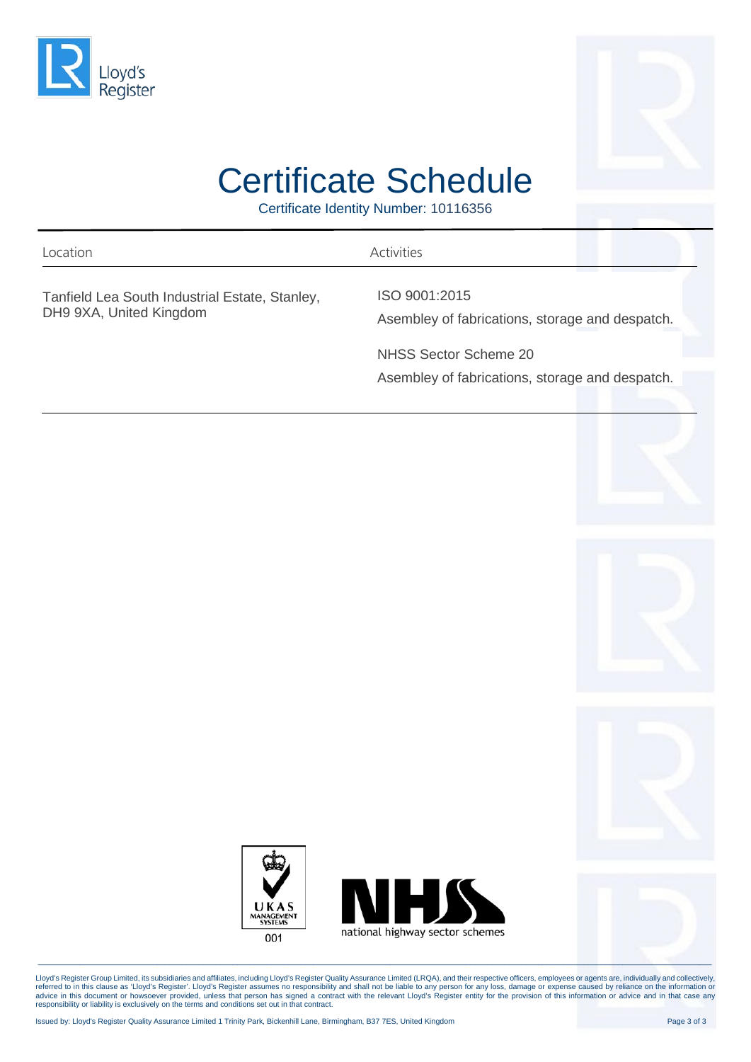# Certificate Schedule

Certificate Identity Number: 10116356

| Location | Activities |
| --- | --- |
| Tanfield Lea South Industrial Estate, Stanley, DH9 9XA, United Kingdom | ISO 9001:2015<br>Asembley of fabrications, storage and despatch.<br><br>NHSS Sector Scheme 20<br>Asembley of fabrications, storage and despatch. |

UKAS MANAGEMENT SYSTEMS

001

national highway sector schemes

Lloyd's Register Group Limited, its subsidiaries and affiliates, including Lloyd's Register Quality Assurance Limited (LRQA), and their respective officers, employees or agents are, individually and collectively, referred to in this clause as 'Lloyd's Register'. Lloyd's Register assumes no responsibility and shall not be liable to any person for any loss, damage or expense caused by reliance on the information or advice in this document or howsoever provided, unless that person has signed a contract with the relevant Lloyd's Register entity for the provision of this information or advice and in that case any responsibility or liability is exclusively on the terms and conditions set out in that contract.

Issued by: Lloyd's Register Quality Assurance Limited 1 Trinity Park, Bickenhill Lane, Birmingham, B37 7ES, United Kingdom